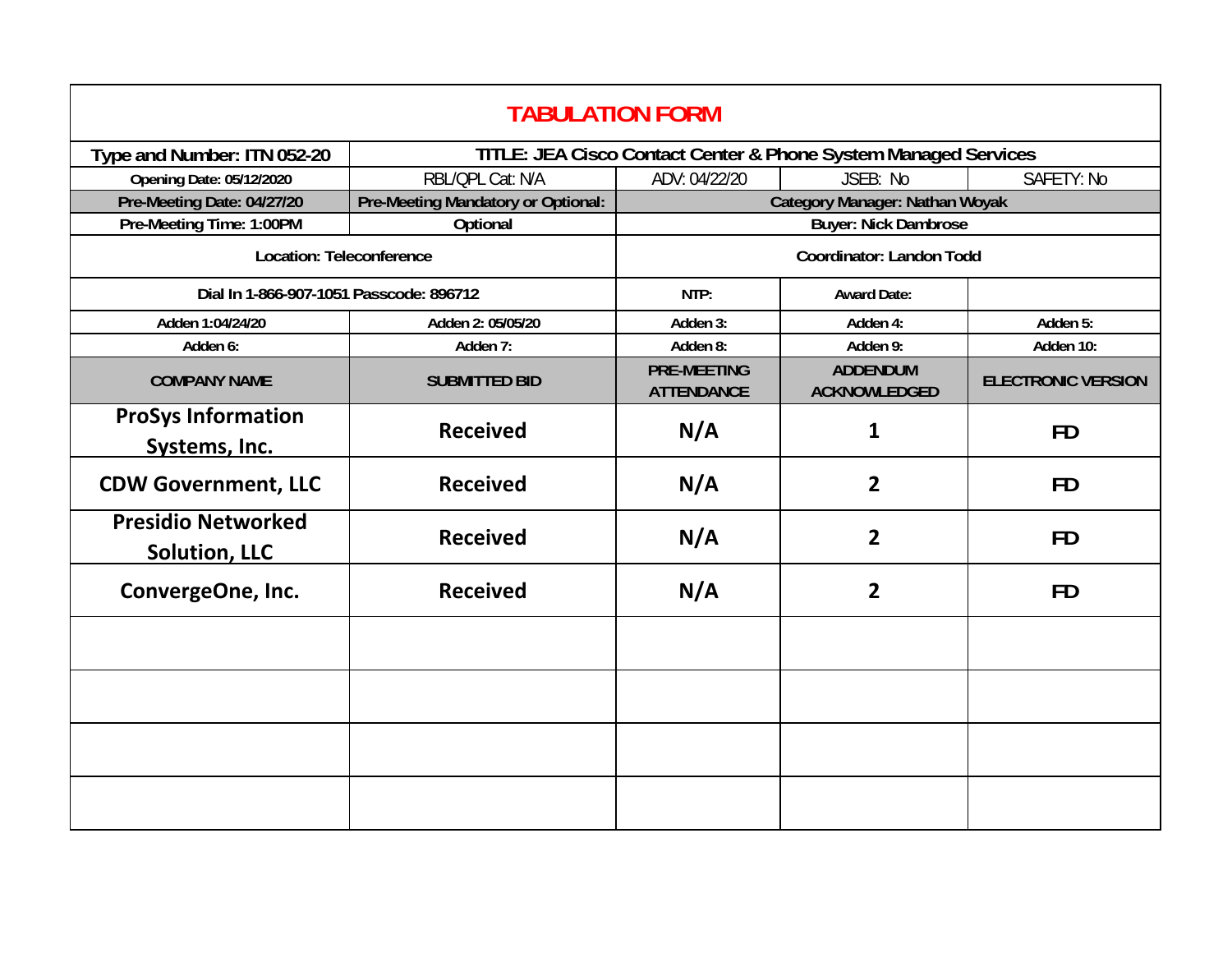# TABULATION FORM

| Type and Number: ITN 052-20 | TITLE: JEA Cisco Contact Center & Phone System Managed Services | | | |
|---|---|---|---|---|
| Opening Date: 05/12/2020 | RBL/QPL Cat: N/A | ADV: 04/22/20 | JSEB: No | SAFETY: No |
| Pre-Meeting Date: 04/27/20 | Pre-Meeting Mandatory or Optional: | Category Manager: Nathan Woyak | | |
| Pre-Meeting Time: 1:00PM | Optional | Buyer: Nick Dambrose | | |
| Location: Teleconference | | Coordinator: Landon Todd | | |
| Dial In 1-866-907-1051 Passcode: 896712 | | NTP: | Award Date: | |
| Adden 1:04/24/20 | Adden 2: 05/05/20 | Adden 3: | Adden 4: | Adden 5: |
| Adden 6: | Adden 7: | Adden 8: | Adden 9: | Adden 10: |
| **COMPANY NAME** | **SUBMITTED BID** | **PRE-MEETING ATTENDANCE** | **ADDENDUM ACKNOWLEDGED** | **ELECTRONIC VERSION** |
| ProSys Information Systems, Inc. | Received | N/A | 1 | FD |
| CDW Government, LLC | Received | N/A | 2 | FD |
| Presidio Networked Solution, LLC | Received | N/A | 2 | FD |
| ConvergeOne, Inc. | Received | N/A | 2 | FD |
| | | | | |
| | | | | |
| | | | | |
| | | | | |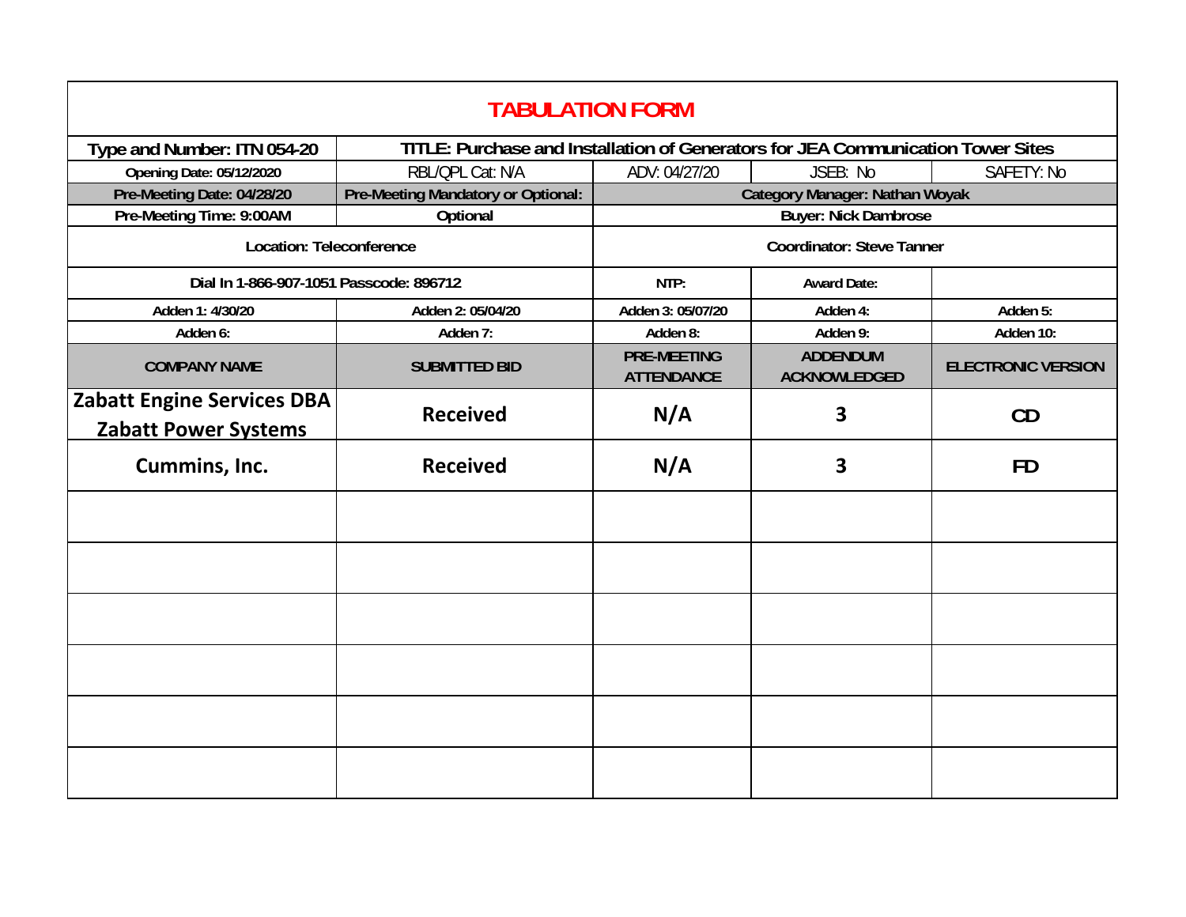# TABULATION FORM

| | | | | |
|---|---|---|---|---|
| **Type and Number: ITN 054-20** | **TITLE: Purchase and Installation of Generators for JEA Communication Tower Sites** | | | |
| **Opening Date: 05/12/2020** | RBL/QPL Cat: N/A | ADV: 04/27/20 | JSEB: No | SAFETY: No |
| **Pre-Meeting Date: 04/28/20** | **Pre-Meeting Mandatory or Optional:** | **Category Manager: Nathan Woyak** | | |
| **Pre-Meeting Time: 9:00AM** | **Optional** | **Buyer: Nick Dambrose** | | |
| **Location: Teleconference** | | **Coordinator: Steve Tanner** | | |
| **Dial In 1-866-907-1051 Passcode: 896712** | | **NTP:** | **Award Date:** | |
| **Adden 1: 4/30/20** | **Adden 2: 05/04/20** | **Adden 3: 05/07/20** | **Adden 4:** | **Adden 5:** |
| **Adden 6:** | **Adden 7:** | **Adden 8:** | **Adden 9:** | **Adden 10:** |
| **COMPANY NAME** | **SUBMITTED BID** | **PRE-MEETING ATTENDANCE** | **ADDENDUM ACKNOWLEDGED** | **ELECTRONIC VERSION** |
| **Zabatt Engine Services DBA Zabatt Power Systems** | **Received** | **N/A** | **3** | **CD** |
| **Cummins, Inc.** | **Received** | **N/A** | **3** | **FD** |
| | | | | |
| | | | | |
| | | | | |
| | | | | |
| | | | | |
| | | | | |